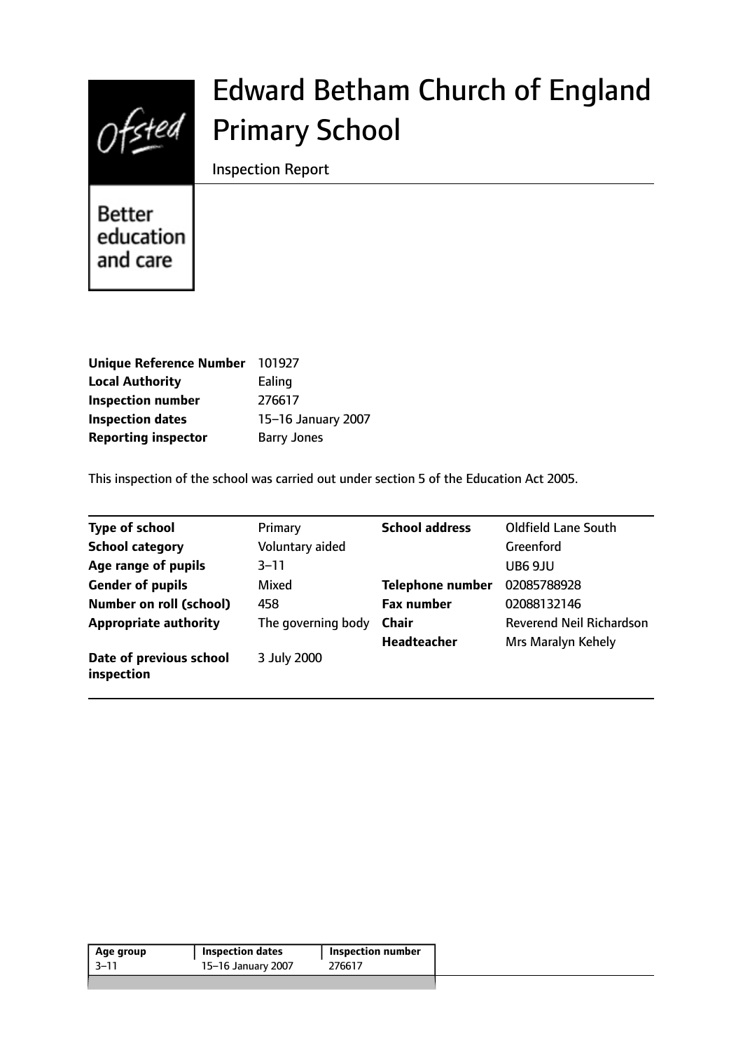# Edward Betham Church of England Primary School

Inspection Report

Better education and care

| | |
|---|---|
| **Unique Reference Number** | 101927 |
| **Local Authority** | Ealing |
| **Inspection number** | 276617 |
| **Inspection dates** | 15–16 January 2007 |
| **Reporting inspector** | Barry Jones |

This inspection of the school was carried out under section 5 of the Education Act 2005.

| | | | |
|---|---|---|---|
| **Type of school** | Primary | **School address** | Oldfield Lane South |
| **School category** | Voluntary aided | | Greenford |
| **Age range of pupils** | 3–11 | | UB6 9JU |
| **Gender of pupils** | Mixed | **Telephone number** | 02085788928 |
| **Number on roll (school)** | 458 | **Fax number** | 02088132146 |
| **Appropriate authority** | The governing body | **Chair** | Reverend Neil Richardson |
| | | **Headteacher** | Mrs Maralyn Kehely |
| **Date of previous school inspection** | 3 July 2000 | | |

| Age group | Inspection dates | Inspection number |
|---|---|---|
| 3–11 | 15–16 January 2007 | 276617 |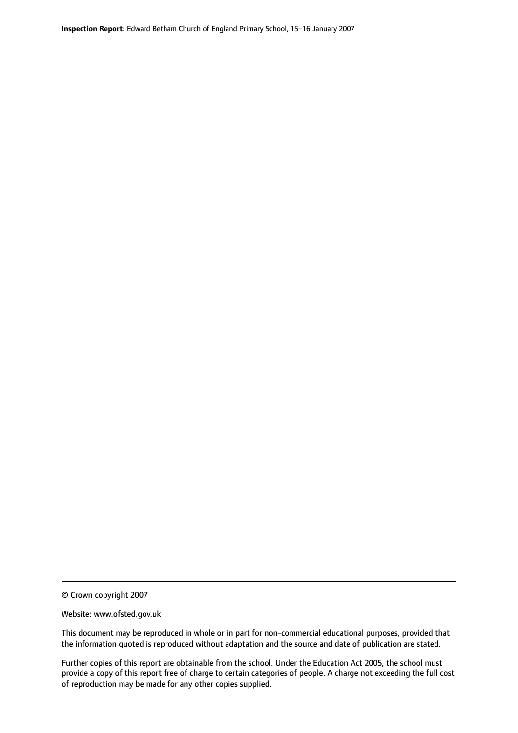© Crown copyright 2007

Website: www.ofsted.gov.uk

This document may be reproduced in whole or in part for non-commercial educational purposes, provided that the information quoted is reproduced without adaptation and the source and date of publication are stated.

Further copies of this report are obtainable from the school. Under the Education Act 2005, the school must provide a copy of this report free of charge to certain categories of people. A charge not exceeding the full cost of reproduction may be made for any other copies supplied.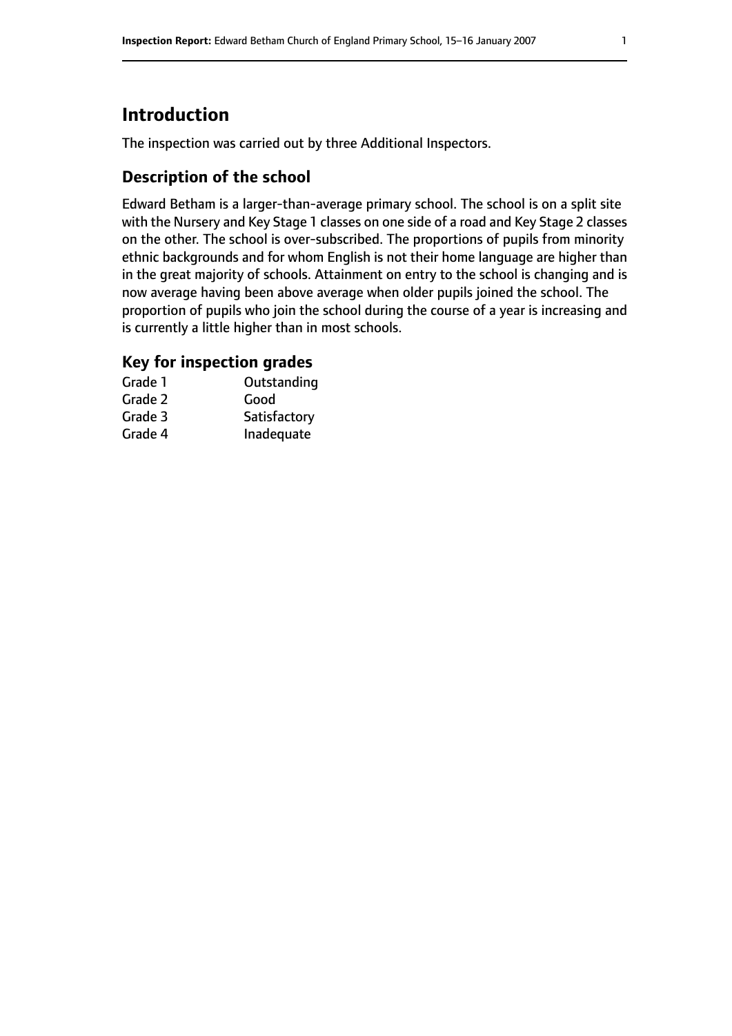# Introduction

The inspection was carried out by three Additional Inspectors.

## Description of the school

Edward Betham is a larger-than-average primary school. The school is on a split site with the Nursery and Key Stage 1 classes on one side of a road and Key Stage 2 classes on the other. The school is over-subscribed. The proportions of pupils from minority ethnic backgrounds and for whom English is not their home language are higher than in the great majority of schools. Attainment on entry to the school is changing and is now average having been above average when older pupils joined the school. The proportion of pupils who join the school during the course of a year is increasing and is currently a little higher than in most schools.

## Key for inspection grades

| | |
|---|---|
| Grade 1 | Outstanding |
| Grade 2 | Good |
| Grade 3 | Satisfactory |
| Grade 4 | Inadequate |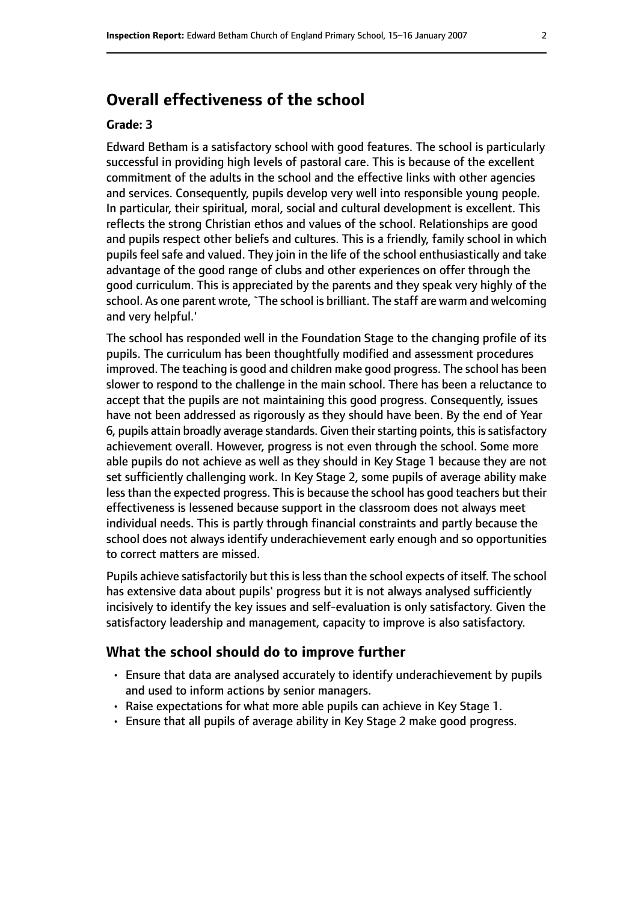## Overall effectiveness of the school

**Grade: 3**

Edward Betham is a satisfactory school with good features. The school is particularly successful in providing high levels of pastoral care. This is because of the excellent commitment of the adults in the school and the effective links with other agencies and services. Consequently, pupils develop very well into responsible young people. In particular, their spiritual, moral, social and cultural development is excellent. This reflects the strong Christian ethos and values of the school. Relationships are good and pupils respect other beliefs and cultures. This is a friendly, family school in which pupils feel safe and valued. They join in the life of the school enthusiastically and take advantage of the good range of clubs and other experiences on offer through the good curriculum. This is appreciated by the parents and they speak very highly of the school. As one parent wrote, `The school is brilliant. The staff are warm and welcoming and very helpful.'

The school has responded well in the Foundation Stage to the changing profile of its pupils. The curriculum has been thoughtfully modified and assessment procedures improved. The teaching is good and children make good progress. The school has been slower to respond to the challenge in the main school. There has been a reluctance to accept that the pupils are not maintaining this good progress. Consequently, issues have not been addressed as rigorously as they should have been. By the end of Year 6, pupils attain broadly average standards. Given their starting points, this is satisfactory achievement overall. However, progress is not even through the school. Some more able pupils do not achieve as well as they should in Key Stage 1 because they are not set sufficiently challenging work. In Key Stage 2, some pupils of average ability make less than the expected progress. This is because the school has good teachers but their effectiveness is lessened because support in the classroom does not always meet individual needs. This is partly through financial constraints and partly because the school does not always identify underachievement early enough and so opportunities to correct matters are missed.

Pupils achieve satisfactorily but this is less than the school expects of itself. The school has extensive data about pupils' progress but it is not always analysed sufficiently incisively to identify the key issues and self-evaluation is only satisfactory. Given the satisfactory leadership and management, capacity to improve is also satisfactory.

### What the school should do to improve further

- Ensure that data are analysed accurately to identify underachievement by pupils and used to inform actions by senior managers.
- Raise expectations for what more able pupils can achieve in Key Stage 1.
- Ensure that all pupils of average ability in Key Stage 2 make good progress.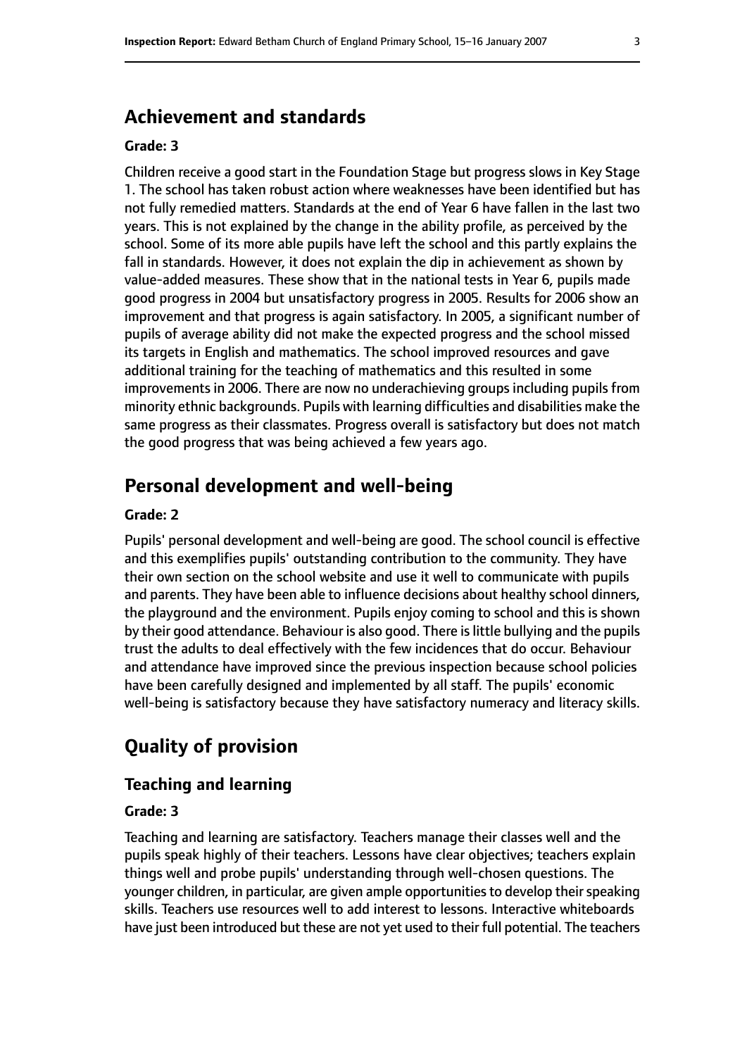## Achievement and standards

### Grade: 3

Children receive a good start in the Foundation Stage but progress slows in Key Stage 1. The school has taken robust action where weaknesses have been identified but has not fully remedied matters. Standards at the end of Year 6 have fallen in the last two years. This is not explained by the change in the ability profile, as perceived by the school. Some of its more able pupils have left the school and this partly explains the fall in standards. However, it does not explain the dip in achievement as shown by value-added measures. These show that in the national tests in Year 6, pupils made good progress in 2004 but unsatisfactory progress in 2005. Results for 2006 show an improvement and that progress is again satisfactory. In 2005, a significant number of pupils of average ability did not make the expected progress and the school missed its targets in English and mathematics. The school improved resources and gave additional training for the teaching of mathematics and this resulted in some improvements in 2006. There are now no underachieving groups including pupils from minority ethnic backgrounds. Pupils with learning difficulties and disabilities make the same progress as their classmates. Progress overall is satisfactory but does not match the good progress that was being achieved a few years ago.

## Personal development and well-being

### Grade: 2

Pupils' personal development and well-being are good. The school council is effective and this exemplifies pupils' outstanding contribution to the community. They have their own section on the school website and use it well to communicate with pupils and parents. They have been able to influence decisions about healthy school dinners, the playground and the environment. Pupils enjoy coming to school and this is shown by their good attendance. Behaviour is also good. There is little bullying and the pupils trust the adults to deal effectively with the few incidences that do occur. Behaviour and attendance have improved since the previous inspection because school policies have been carefully designed and implemented by all staff. The pupils' economic well-being is satisfactory because they have satisfactory numeracy and literacy skills.

# Quality of provision

## Teaching and learning

### Grade: 3

Teaching and learning are satisfactory. Teachers manage their classes well and the pupils speak highly of their teachers. Lessons have clear objectives; teachers explain things well and probe pupils' understanding through well-chosen questions. The younger children, in particular, are given ample opportunities to develop their speaking skills. Teachers use resources well to add interest to lessons. Interactive whiteboards have just been introduced but these are not yet used to their full potential. The teachers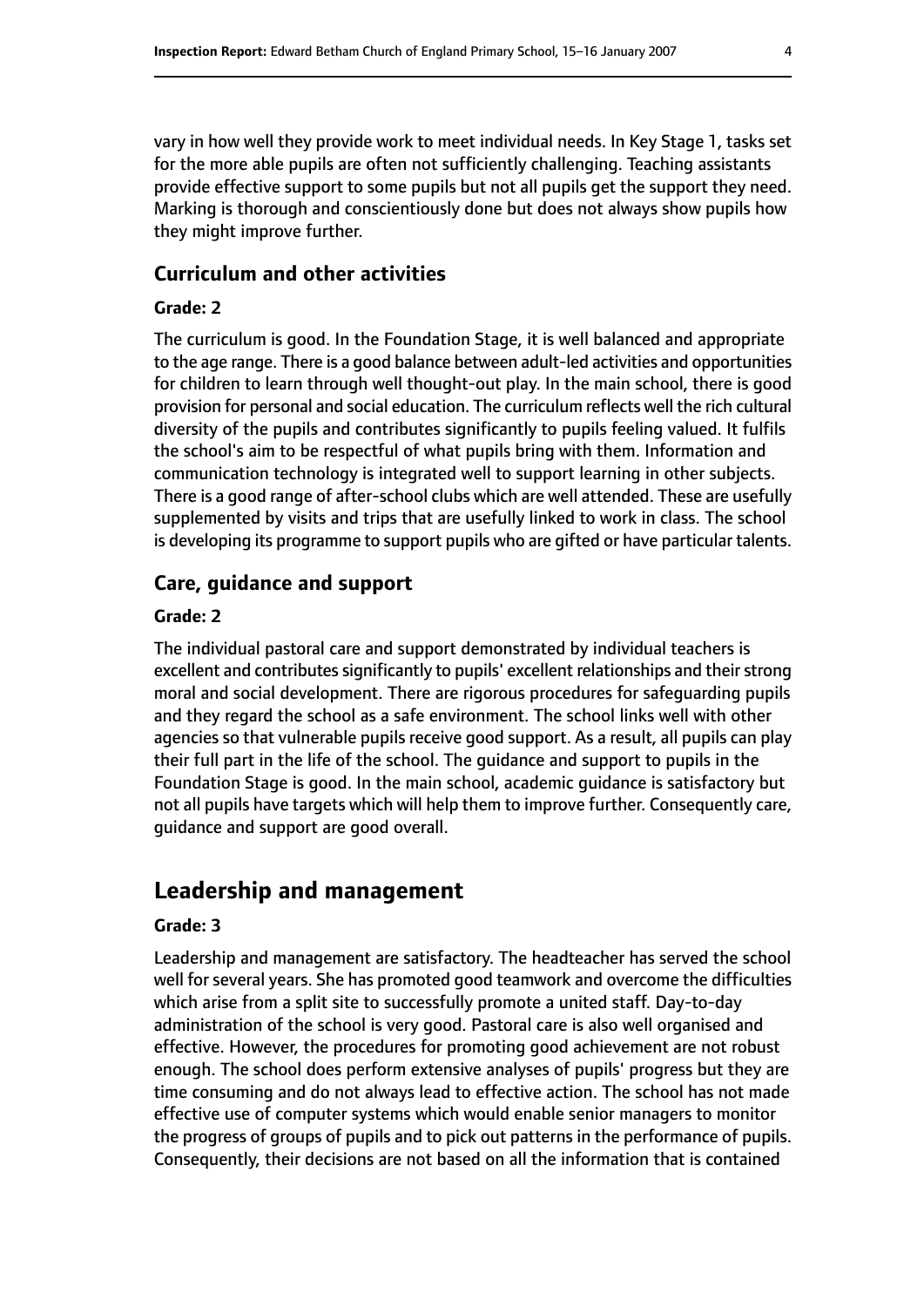vary in how well they provide work to meet individual needs. In Key Stage 1, tasks set for the more able pupils are often not sufficiently challenging. Teaching assistants provide effective support to some pupils but not all pupils get the support they need. Marking is thorough and conscientiously done but does not always show pupils how they might improve further.

### Curriculum and other activities

#### Grade: 2

The curriculum is good. In the Foundation Stage, it is well balanced and appropriate to the age range. There is a good balance between adult-led activities and opportunities for children to learn through well thought-out play. In the main school, there is good provision for personal and social education. The curriculum reflects well the rich cultural diversity of the pupils and contributes significantly to pupils feeling valued. It fulfils the school's aim to be respectful of what pupils bring with them. Information and communication technology is integrated well to support learning in other subjects. There is a good range of after-school clubs which are well attended. These are usefully supplemented by visits and trips that are usefully linked to work in class. The school is developing its programme to support pupils who are gifted or have particular talents.

### Care, guidance and support

#### Grade: 2

The individual pastoral care and support demonstrated by individual teachers is excellent and contributes significantly to pupils' excellent relationships and their strong moral and social development. There are rigorous procedures for safeguarding pupils and they regard the school as a safe environment. The school links well with other agencies so that vulnerable pupils receive good support. As a result, all pupils can play their full part in the life of the school. The guidance and support to pupils in the Foundation Stage is good. In the main school, academic guidance is satisfactory but not all pupils have targets which will help them to improve further. Consequently care, guidance and support are good overall.

## Leadership and management

#### Grade: 3

Leadership and management are satisfactory. The headteacher has served the school well for several years. She has promoted good teamwork and overcome the difficulties which arise from a split site to successfully promote a united staff. Day-to-day administration of the school is very good. Pastoral care is also well organised and effective. However, the procedures for promoting good achievement are not robust enough. The school does perform extensive analyses of pupils' progress but they are time consuming and do not always lead to effective action. The school has not made effective use of computer systems which would enable senior managers to monitor the progress of groups of pupils and to pick out patterns in the performance of pupils. Consequently, their decisions are not based on all the information that is contained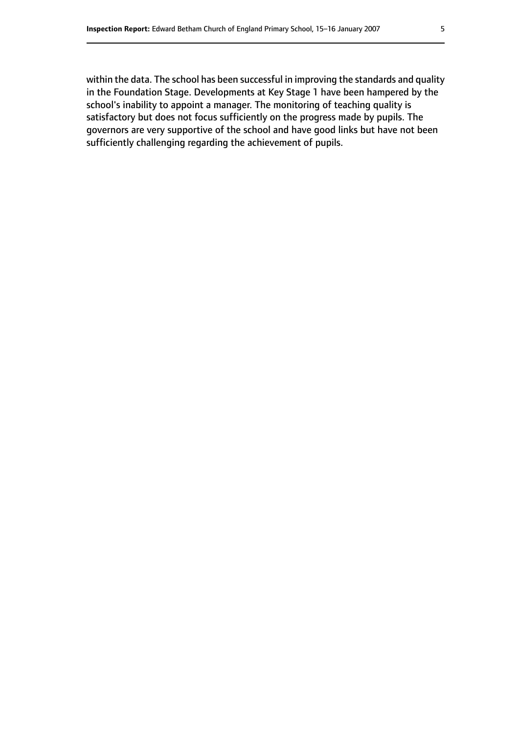within the data. The school has been successful in improving the standards and quality in the Foundation Stage. Developments at Key Stage 1 have been hampered by the school's inability to appoint a manager. The monitoring of teaching quality is satisfactory but does not focus sufficiently on the progress made by pupils. The governors are very supportive of the school and have good links but have not been sufficiently challenging regarding the achievement of pupils.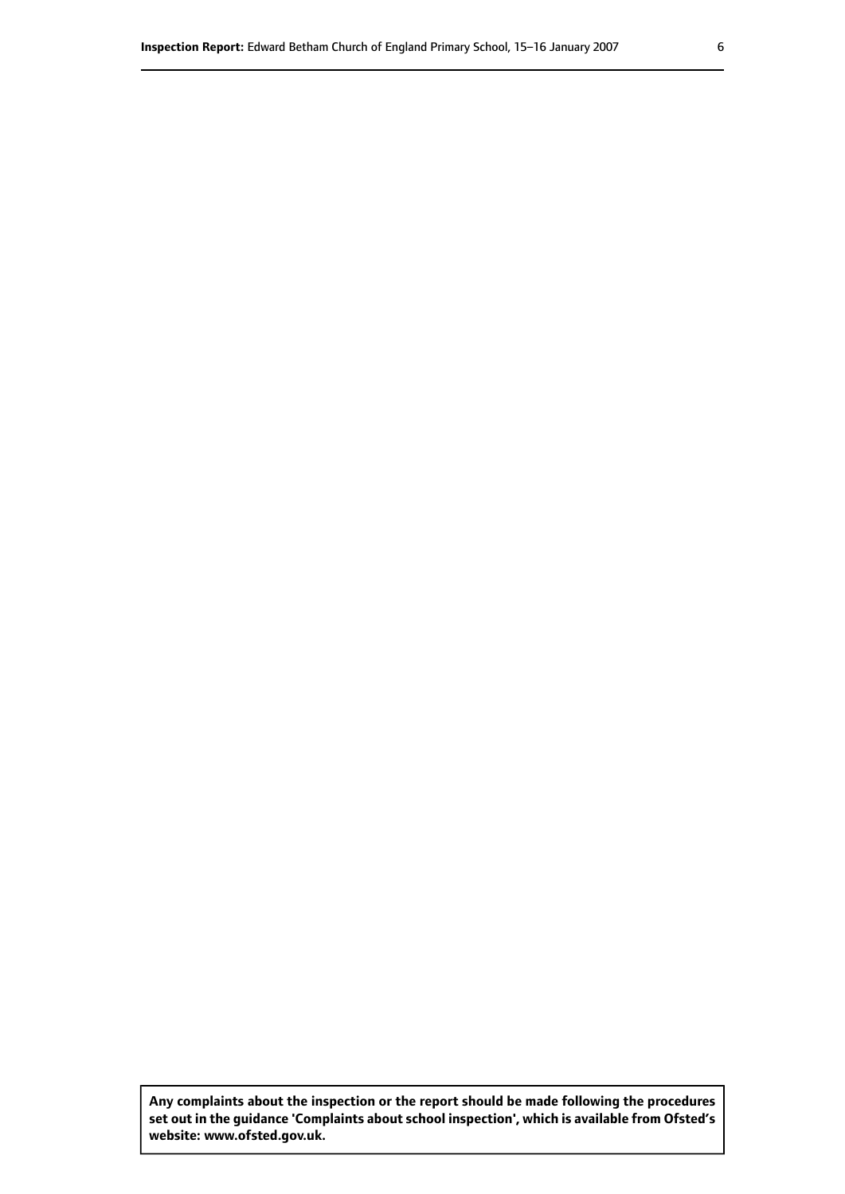**Any complaints about the inspection or the report should be made following the procedures set out in the guidance 'Complaints about school inspection', which is available from Ofsted's website: www.ofsted.gov.uk.**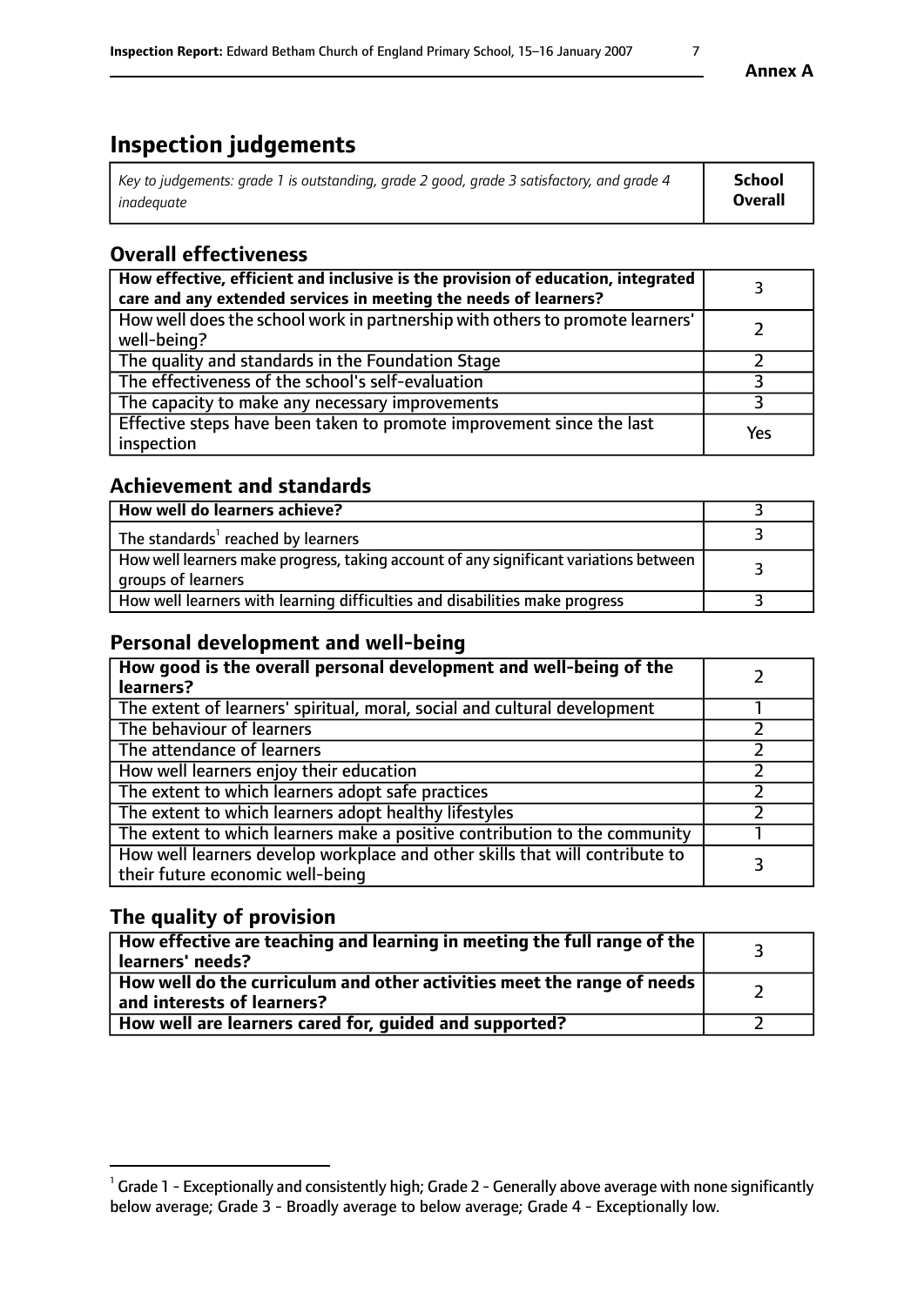# Inspection judgements

| *Key to judgements: grade 1 is outstanding, grade 2 good, grade 3 satisfactory, and grade 4 inadequate* | **School Overall** |
|---|---|

## Overall effectiveness

| | |
|---|---|
| **How effective, efficient and inclusive is the provision of education, integrated care and any extended services in meeting the needs of learners?** | 3 |
| How well does the school work in partnership with others to promote learners' well-being? | 2 |
| The quality and standards in the Foundation Stage | 2 |
| The effectiveness of the school's self-evaluation | 3 |
| The capacity to make any necessary improvements | 3 |
| Effective steps have been taken to promote improvement since the last inspection | Yes |

## Achievement and standards

| | |
|---|---|
| **How well do learners achieve?** | 3 |
| The standards[1] reached by learners | 3 |
| How well learners make progress, taking account of any significant variations between groups of learners | 3 |
| How well learners with learning difficulties and disabilities make progress | 3 |

## Personal development and well-being

| | |
|---|---|
| **How good is the overall personal development and well-being of the learners?** | 2 |
| The extent of learners' spiritual, moral, social and cultural development | 1 |
| The behaviour of learners | 2 |
| The attendance of learners | 2 |
| How well learners enjoy their education | 2 |
| The extent to which learners adopt safe practices | 2 |
| The extent to which learners adopt healthy lifestyles | 2 |
| The extent to which learners make a positive contribution to the community | 1 |
| How well learners develop workplace and other skills that will contribute to their future economic well-being | 3 |

## The quality of provision

| | |
|---|---|
| **How effective are teaching and learning in meeting the full range of the learners' needs?** | 3 |
| **How well do the curriculum and other activities meet the range of needs and interests of learners?** | 2 |
| **How well are learners cared for, guided and supported?** | 2 |

[1] Grade 1 - Exceptionally and consistently high; Grade 2 - Generally above average with none significantly below average; Grade 3 - Broadly average to below average; Grade 4 - Exceptionally low.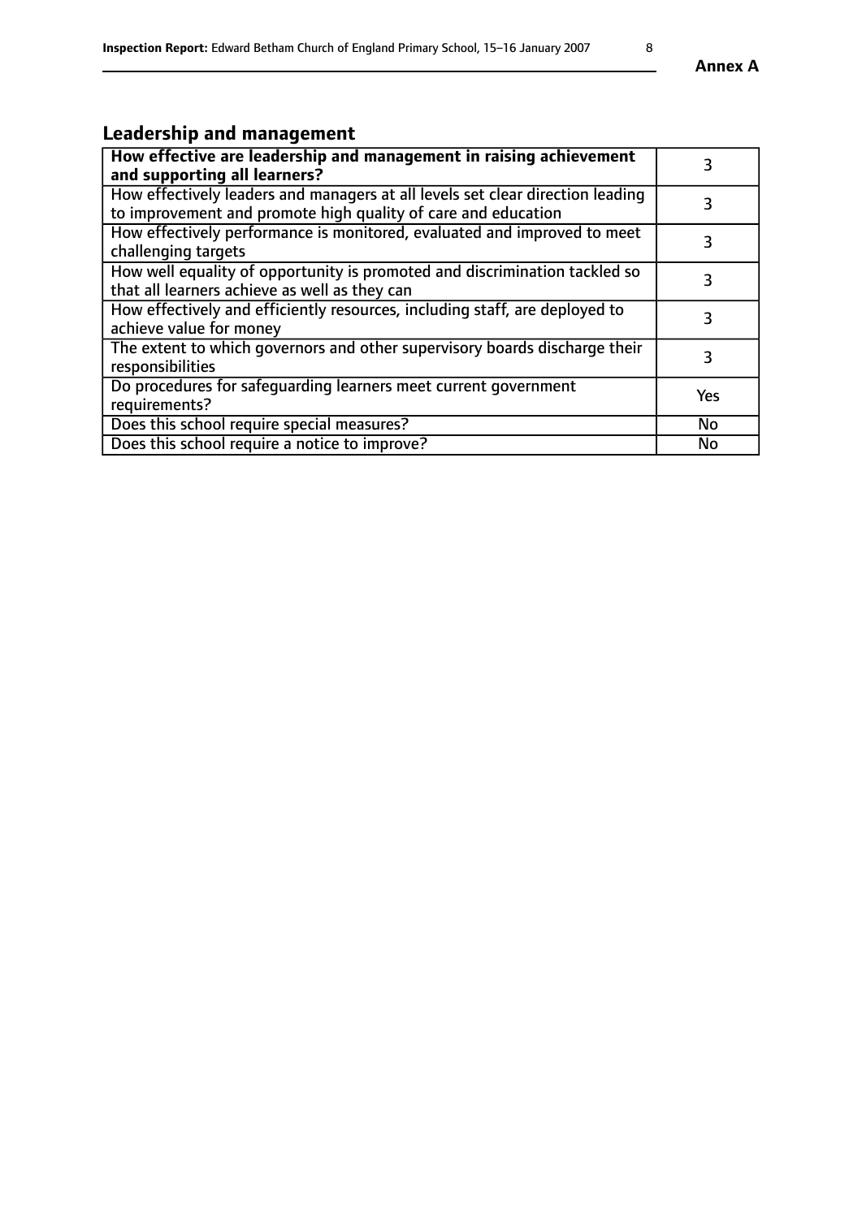**Annex A**

## Leadership and management

| **How effective are leadership and management in raising achievement and supporting all learners?** | 3 |
|---|---|
| How effectively leaders and managers at all levels set clear direction leading to improvement and promote high quality of care and education | 3 |
| How effectively performance is monitored, evaluated and improved to meet challenging targets | 3 |
| How well equality of opportunity is promoted and discrimination tackled so that all learners achieve as well as they can | 3 |
| How effectively and efficiently resources, including staff, are deployed to achieve value for money | 3 |
| The extent to which governors and other supervisory boards discharge their responsibilities | 3 |
| Do procedures for safeguarding learners meet current government requirements? | Yes |
| Does this school require special measures? | No |
| Does this school require a notice to improve? | No |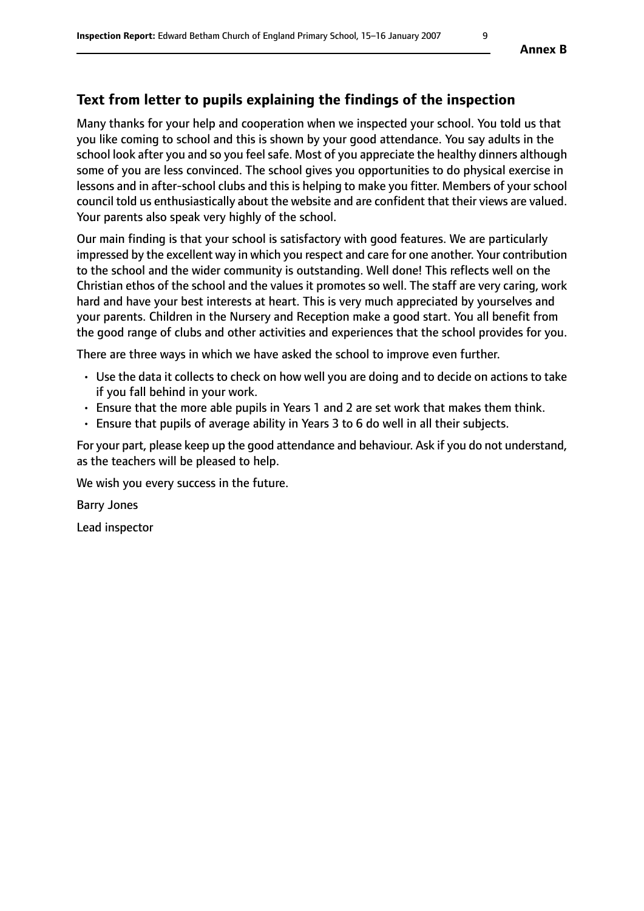## Text from letter to pupils explaining the findings of the inspection

Many thanks for your help and cooperation when we inspected your school. You told us that you like coming to school and this is shown by your good attendance. You say adults in the school look after you and so you feel safe. Most of you appreciate the healthy dinners although some of you are less convinced. The school gives you opportunities to do physical exercise in lessons and in after-school clubs and this is helping to make you fitter. Members of your school council told us enthusiastically about the website and are confident that their views are valued. Your parents also speak very highly of the school.

Our main finding is that your school is satisfactory with good features. We are particularly impressed by the excellent way in which you respect and care for one another. Your contribution to the school and the wider community is outstanding. Well done! This reflects well on the Christian ethos of the school and the values it promotes so well. The staff are very caring, work hard and have your best interests at heart. This is very much appreciated by yourselves and your parents. Children in the Nursery and Reception make a good start. You all benefit from the good range of clubs and other activities and experiences that the school provides for you.

There are three ways in which we have asked the school to improve even further.

- Use the data it collects to check on how well you are doing and to decide on actions to take if you fall behind in your work.
- Ensure that the more able pupils in Years 1 and 2 are set work that makes them think.
- Ensure that pupils of average ability in Years 3 to 6 do well in all their subjects.

For your part, please keep up the good attendance and behaviour. Ask if you do not understand, as the teachers will be pleased to help.

We wish you every success in the future.

Barry Jones

Lead inspector